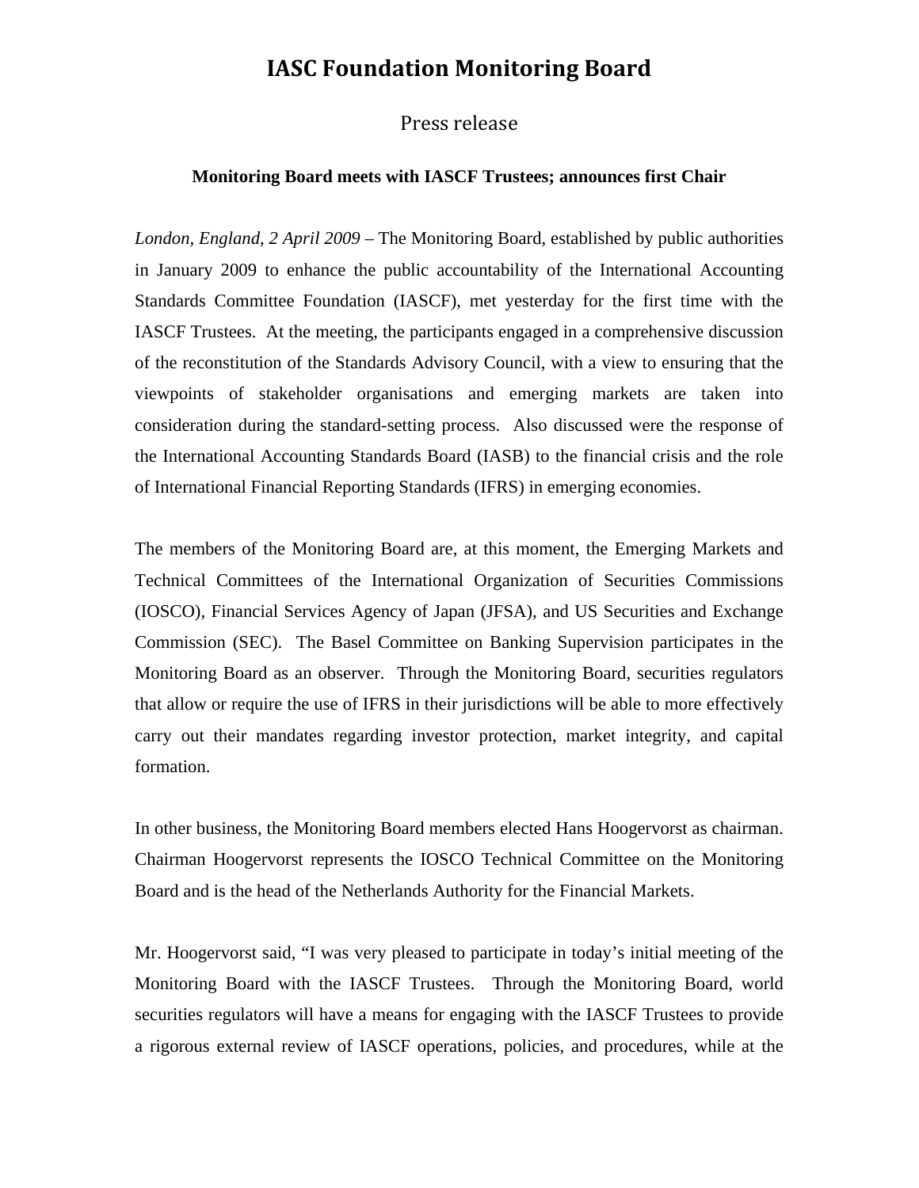# IASC Foundation Monitoring Board

Press release

**Monitoring Board meets with IASCF Trustees; announces first Chair**

*London, England, 2 April 2009* – The Monitoring Board, established by public authorities in January 2009 to enhance the public accountability of the International Accounting Standards Committee Foundation (IASCF), met yesterday for the first time with the IASCF Trustees. At the meeting, the participants engaged in a comprehensive discussion of the reconstitution of the Standards Advisory Council, with a view to ensuring that the viewpoints of stakeholder organisations and emerging markets are taken into consideration during the standard-setting process. Also discussed were the response of the International Accounting Standards Board (IASB) to the financial crisis and the role of International Financial Reporting Standards (IFRS) in emerging economies.

The members of the Monitoring Board are, at this moment, the Emerging Markets and Technical Committees of the International Organization of Securities Commissions (IOSCO), Financial Services Agency of Japan (JFSA), and US Securities and Exchange Commission (SEC). The Basel Committee on Banking Supervision participates in the Monitoring Board as an observer. Through the Monitoring Board, securities regulators that allow or require the use of IFRS in their jurisdictions will be able to more effectively carry out their mandates regarding investor protection, market integrity, and capital formation.

In other business, the Monitoring Board members elected Hans Hoogervorst as chairman. Chairman Hoogervorst represents the IOSCO Technical Committee on the Monitoring Board and is the head of the Netherlands Authority for the Financial Markets.

Mr. Hoogervorst said, "I was very pleased to participate in today's initial meeting of the Monitoring Board with the IASCF Trustees. Through the Monitoring Board, world securities regulators will have a means for engaging with the IASCF Trustees to provide a rigorous external review of IASCF operations, policies, and procedures, while at the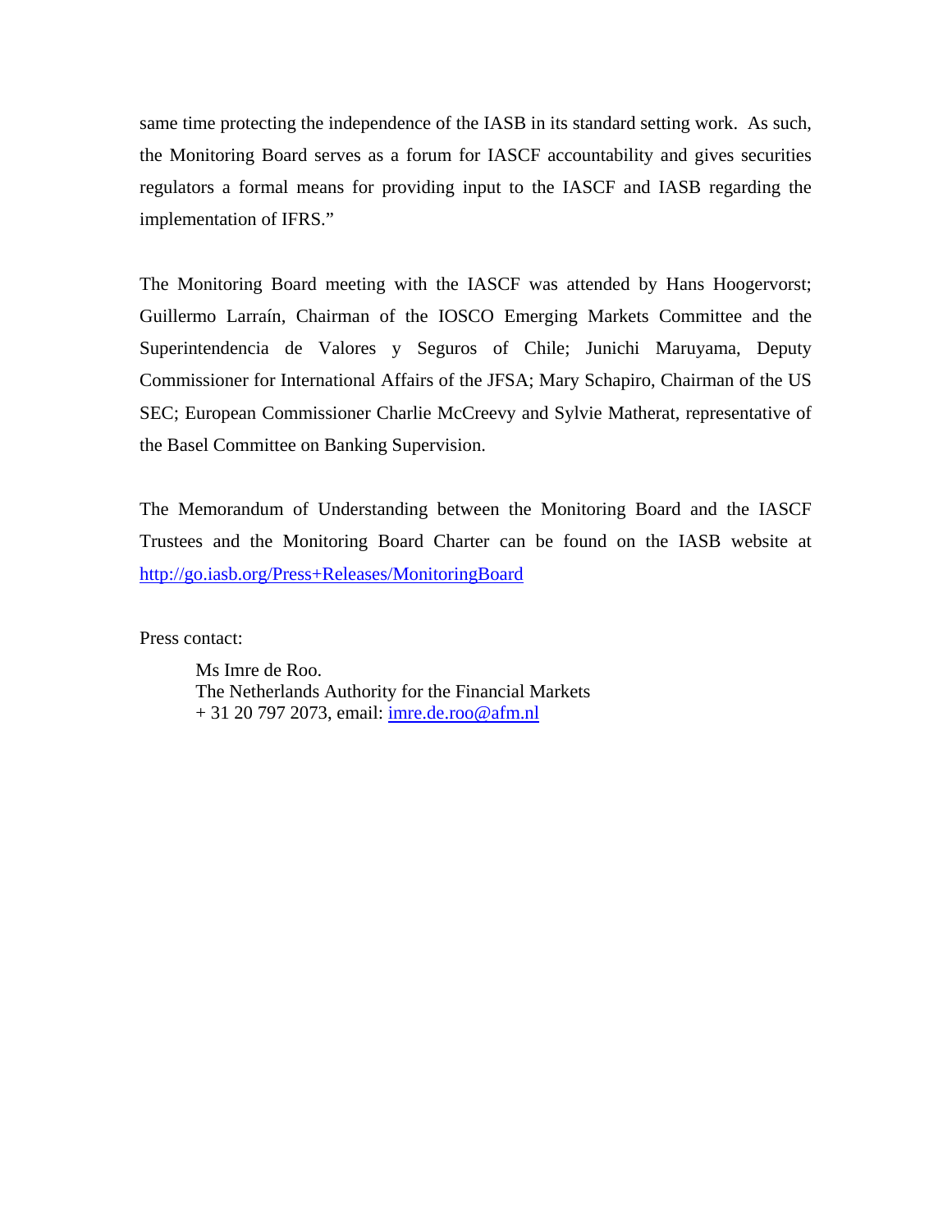same time protecting the independence of the IASB in its standard setting work. As such, the Monitoring Board serves as a forum for IASCF accountability and gives securities regulators a formal means for providing input to the IASCF and IASB regarding the implementation of IFRS."

The Monitoring Board meeting with the IASCF was attended by Hans Hoogervorst; Guillermo Larraín, Chairman of the IOSCO Emerging Markets Committee and the Superintendencia de Valores y Seguros of Chile; Junichi Maruyama, Deputy Commissioner for International Affairs of the JFSA; Mary Schapiro, Chairman of the US SEC; European Commissioner Charlie McCreevy and Sylvie Matherat, representative of the Basel Committee on Banking Supervision.

The Memorandum of Understanding between the Monitoring Board and the IASCF Trustees and the Monitoring Board Charter can be found on the IASB website at http://go.iasb.org/Press+Releases/MonitoringBoard

Press contact:

Ms Imre de Roo.
The Netherlands Authority for the Financial Markets
+ 31 20 797 2073, email: imre.de.roo@afm.nl